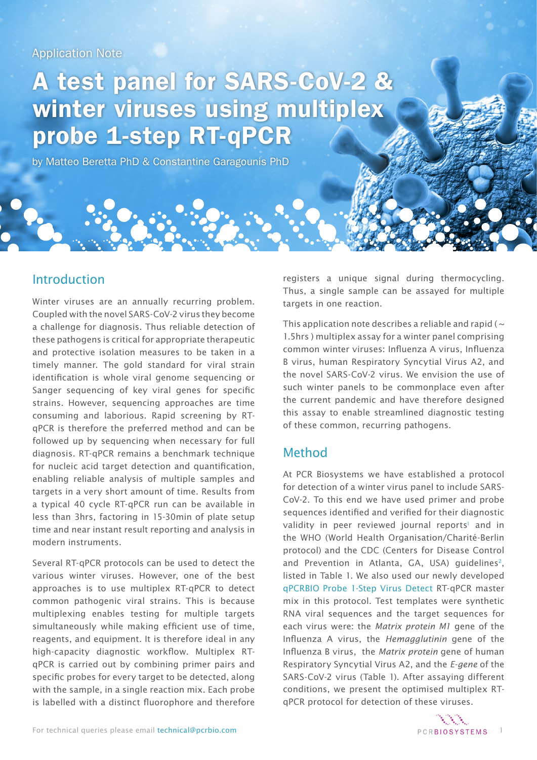Application Note

# A test panel for SARS-CoV-2 & winter viruses using multiplex probe 1-step RT-qPCR

by Matteo Beretta PhD & Constantine Garagounis PhD

## Introduction

Winter viruses are an annually recurring problem. Coupled with the novel SARS-CoV-2 virus they become a challenge for diagnosis. Thus reliable detection of these pathogens is critical for appropriate therapeutic and protective isolation measures to be taken in a timely manner. The gold standard for viral strain identification is whole viral genome sequencing or Sanger sequencing of key viral genes for specific strains. However, sequencing approaches are time consuming and laborious. Rapid screening by RT-qPCR is therefore the preferred method and can be followed up by sequencing when necessary for full diagnosis. RT-qPCR remains a benchmark technique for nucleic acid target detection and quantification, enabling reliable analysis of multiple samples and targets in a very short amount of time. Results from a typical 40 cycle RT-qPCR run can be available in less than 3hrs, factoring in 15-30min of plate setup time and near instant result reporting and analysis in modern instruments.

Several RT-qPCR protocols can be used to detect the various winter viruses. However, one of the best approaches is to use multiplex RT-qPCR to detect common pathogenic viral strains. This is because multiplexing enables testing for multiple targets simultaneously while making efficient use of time, reagents, and equipment. It is therefore ideal in any high-capacity diagnostic workflow. Multiplex RT-qPCR is carried out by combining primer pairs and specific probes for every target to be detected, along with the sample, in a single reaction mix. Each probe is labelled with a distinct fluorophore and therefore registers a unique signal during thermocycling. Thus, a single sample can be assayed for multiple targets in one reaction.

This application note describes a reliable and rapid (~ 1.5hrs ) multiplex assay for a winter panel comprising common winter viruses: Influenza A virus, Influenza B virus, human Respiratory Syncytial Virus A2, and the novel SARS-CoV-2 virus. We envision the use of such winter panels to be commonplace even after the current pandemic and have therefore designed this assay to enable streamlined diagnostic testing of these common, recurring pathogens.

## Method

At PCR Biosystems we have established a protocol for detection of a winter virus panel to include SARS-CoV-2. To this end we have used primer and probe sequences identified and verified for their diagnostic validity in peer reviewed journal reports[1] and in the WHO (World Health Organisation/Charité-Berlin protocol) and the CDC (Centers for Disease Control and Prevention in Atlanta, GA, USA) guidelines[2], listed in Table 1. We also used our newly developed qPCRBIO Probe 1-Step Virus Detect RT-qPCR master mix in this protocol. Test templates were synthetic RNA viral sequences and the target sequences for each virus were: the *Matrix protein M1* gene of the Influenza A virus, the *Hemagglutinin* gene of the Influenza B virus, the *Matrix protein* gene of human Respiratory Syncytial Virus A2, and the *E-gene* of the SARS-CoV-2 virus (Table 1). After assaying different conditions, we present the optimised multiplex RT-qPCR protocol for detection of these viruses.

For technical queries please email technical@pcrbio.com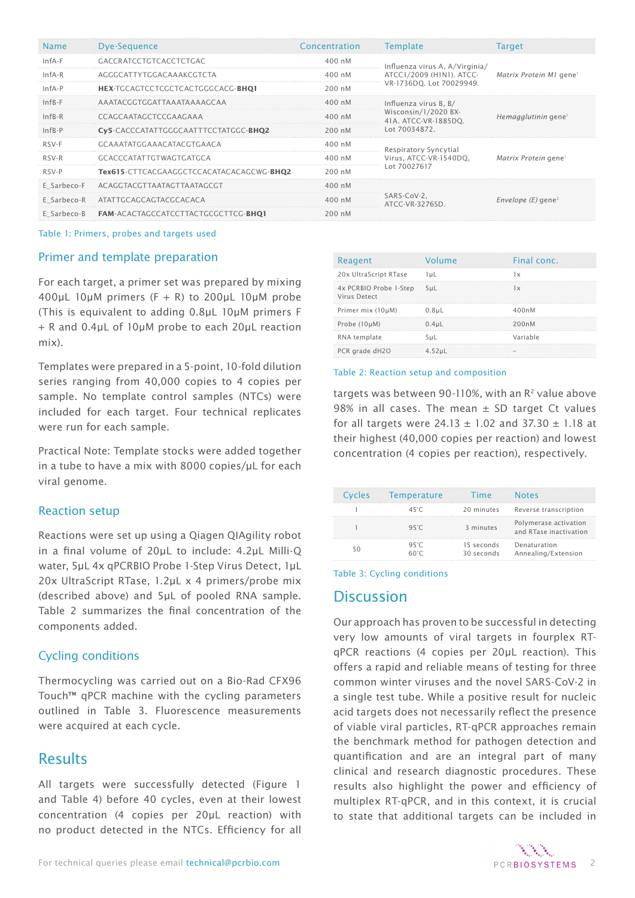| Name | Dye-Sequence | Concentration | Template | Target |
|---|---|---|---|---|
| InfA-F | GACCRATCCTGTCACCTCTGAC | 400 nM | Influenza virus A, A/Virginia/ATCC1/2009 (H1N1). ATCC-VR-1736DQ. Lot 70029949. | *Matrix Protein M1* gene[1] |
| InfA-R | AGGGCATTYTGGACAAAKCGTCTA | 400 nM | | |
| InfA-P | **HEX**-TGCAGTCCTCGCTCACTGGGCACG-**BHQ1** | 200 nM | | |
| InfB-F | AAATACGGTGGATTAAATAAAAGCAA | 400 nM | Influenza virus B, B/Wisconsin/1/2020 BX-41A. ATCC-VR-1885DQ. Lot 70034872. | *Hemagglutinin* gene[1] |
| InfB-R | CCAGCAATAGCTCCGAAGAAA | 400 nM | | |
| InfB-P | **Cy5**-CACCCATATTGGGCAATTTCCTATGGC-**BHQ2** | 200 nM | | |
| RSV-F | GCAAATATGGAAACATACGTGAACA | 400 nM | Respiratory Syncytial Virus, ATCC-VR-1540DQ, Lot 70027617 | *Matrix Protein* gene[1] |
| RSV-R | GCACCCATATTGTWAGTGATGCA | 400 nM | | |
| RSV-P | **Tex615**-CTTCACGAAGGCTCCACATACACAGCWG-**BHQ2** | 200 nM | | |
| E_Sarbeco-F | ACAGGTACGTTAATAGTTAATAGCGT | 400 nM | SARS-CoV-2, ATCC-VR-3276SD. | *Envelope (E)* gene[2] |
| E_Sarbeco-R | ATATTGCAGCAGTACGCACACA | 400 nM | | |
| E_Sarbeco-B | **FAM**-ACACTAGCCATCCTTACTGCGCTTCG-**BHQ1** | 200 nM | | |

Table 1: Primers, probes and targets used

## Primer and template preparation

For each target, a primer set was prepared by mixing 400µL 10µM primers (F + R) to 200µL 10µM probe (This is equivalent to adding 0.8µL 10µM primers F + R and 0.4µL of 10µM probe to each 20µL reaction mix).

Templates were prepared in a 5-point, 10-fold dilution series ranging from 40,000 copies to 4 copies per sample. No template control samples (NTCs) were included for each target. Four technical replicates were run for each sample.

Practical Note: Template stocks were added together in a tube to have a mix with 8000 copies/µL for each viral genome.

## Reaction setup

Reactions were set up using a Qiagen QIAgility robot in a final volume of 20µL to include: 4.2µL Milli-Q water, 5µL 4x qPCRBIO Probe 1-Step Virus Detect, 1µL 20x UltraScript RTase, 1.2µL x 4 primers/probe mix (described above) and 5µL of pooled RNA sample. Table 2 summarizes the final concentration of the components added.

## Cycling conditions

Thermocycling was carried out on a Bio-Rad CFX96 Touch™ qPCR machine with the cycling parameters outlined in Table 3. Fluorescence measurements were acquired at each cycle.

# Results

All targets were successfully detected (Figure 1 and Table 4) before 40 cycles, even at their lowest concentration (4 copies per 20µL reaction) with no product detected in the NTCs. Efficiency for all targets was between 90-110%, with an $R^2$ value above 98% in all cases. The mean ± SD target Ct values for all targets were 24.13 ± 1.02 and 37.30 ± 1.18 at their highest (40,000 copies per reaction) and lowest concentration (4 copies per reaction), respectively.

| Reagent | Volume | Final conc. |
|---|---|---|
| 20x UltraScript RTase | 1µL | 1x |
| 4x PCRBIO Probe 1-Step Virus Detect | 5µL | 1x |
| Primer mix (10µM) | 0.8µL | 400nM |
| Probe (10µM) | 0.4µL | 200nM |
| RNA template | 5µL | Variable |
| PCR grade dH2O | 4.52µL | – |

Table 2: Reaction setup and composition

| Cycles | Temperature | Time | Notes |
|---|---|---|---|
| 1 | 45˚C | 20 minutes | Reverse transcription |
| 1 | 95˚C | 3 minutes | Polymerase activation and RTase inactivation |
| 50 | 95˚C<br>60˚C | 15 seconds<br>30 seconds | Denaturation<br>Annealing/Extension |

Table 3: Cycling conditions

# Discussion

Our approach has proven to be successful in detecting very low amounts of viral targets in fourplex RT-qPCR reactions (4 copies per 20µL reaction). This offers a rapid and reliable means of testing for three common winter viruses and the novel SARS-CoV-2 in a single test tube. While a positive result for nucleic acid targets does not necessarily reflect the presence of viable viral particles, RT-qPCR approaches remain the benchmark method for pathogen detection and quantification and are an integral part of many clinical and research diagnostic procedures. These results also highlight the power and efficiency of multiplex RT-qPCR, and in this context, it is crucial to state that additional targets can be included in

For technical queries please email technical@pcrbio.com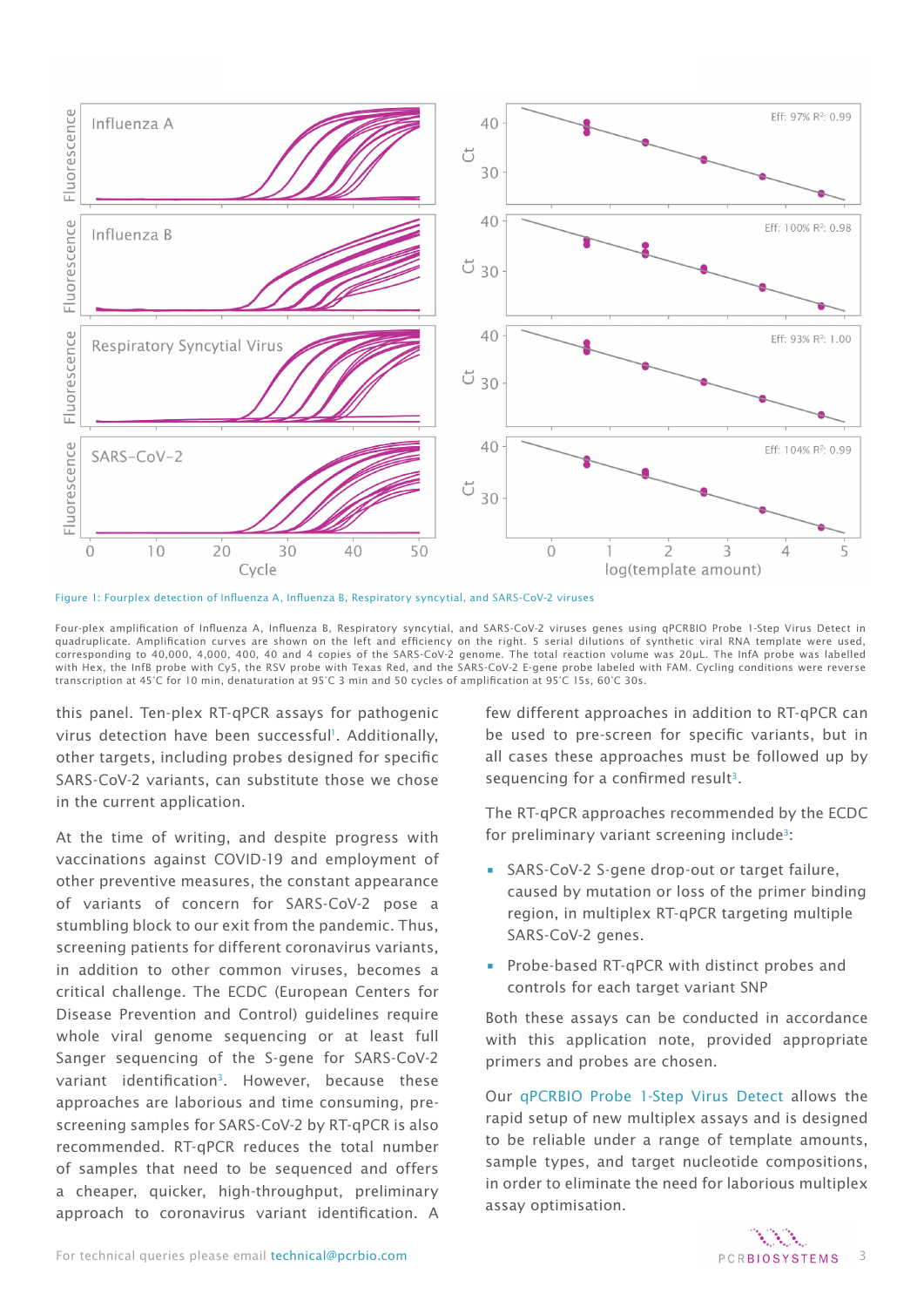Figure 1: Fourplex detection of Influenza A, Influenza B, Respiratory syncytial, and SARS-CoV-2 viruses

Four-plex amplification of Influenza A, Influenza B, Respiratory syncytial, and SARS-CoV-2 viruses genes using qPCRBIO Probe 1-Step Virus Detect in quadruplicate. Amplification curves are shown on the left and efficiency on the right. 5 serial dilutions of synthetic viral RNA template were used, corresponding to 40,000, 4,000, 400, 40 and 4 copies of the SARS-CoV-2 genome. The total reaction volume was 20µL. The InfA probe was labelled with Hex, the InfB probe with Cy5, the RSV probe with Texas Red, and the SARS-CoV-2 E-gene probe labeled with FAM. Cycling conditions were reverse transcription at 45°C for 10 min, denaturation at 95°C 3 min and 50 cycles of amplification at 95°C 15s, 60°C 30s.

this panel. Ten-plex RT-qPCR assays for pathogenic virus detection have been successful[1]. Additionally, other targets, including probes designed for specific SARS-CoV-2 variants, can substitute those we chose in the current application.

At the time of writing, and despite progress with vaccinations against COVID-19 and employment of other preventive measures, the constant appearance of variants of concern for SARS-CoV-2 pose a stumbling block to our exit from the pandemic. Thus, screening patients for different coronavirus variants, in addition to other common viruses, becomes a critical challenge. The ECDC (European Centers for Disease Prevention and Control) guidelines require whole viral genome sequencing or at least full Sanger sequencing of the S-gene for SARS-CoV-2 variant identification[3]. However, because these approaches are laborious and time consuming, pre-screening samples for SARS-CoV-2 by RT-qPCR is also recommended. RT-qPCR reduces the total number of samples that need to be sequenced and offers a cheaper, quicker, high-throughput, preliminary approach to coronavirus variant identification. A few different approaches in addition to RT-qPCR can be used to pre-screen for specific variants, but in all cases these approaches must be followed up by sequencing for a confirmed result[3].

The RT-qPCR approaches recommended by the ECDC for preliminary variant screening include[3]:

- SARS-CoV-2 S-gene drop-out or target failure, caused by mutation or loss of the primer binding region, in multiplex RT-qPCR targeting multiple SARS-CoV-2 genes.
- Probe-based RT-qPCR with distinct probes and controls for each target variant SNP

Both these assays can be conducted in accordance with this application note, provided appropriate primers and probes are chosen.

Our qPCRBIO Probe 1-Step Virus Detect allows the rapid setup of new multiplex assays and is designed to be reliable under a range of template amounts, sample types, and target nucleotide compositions, in order to eliminate the need for laborious multiplex assay optimisation.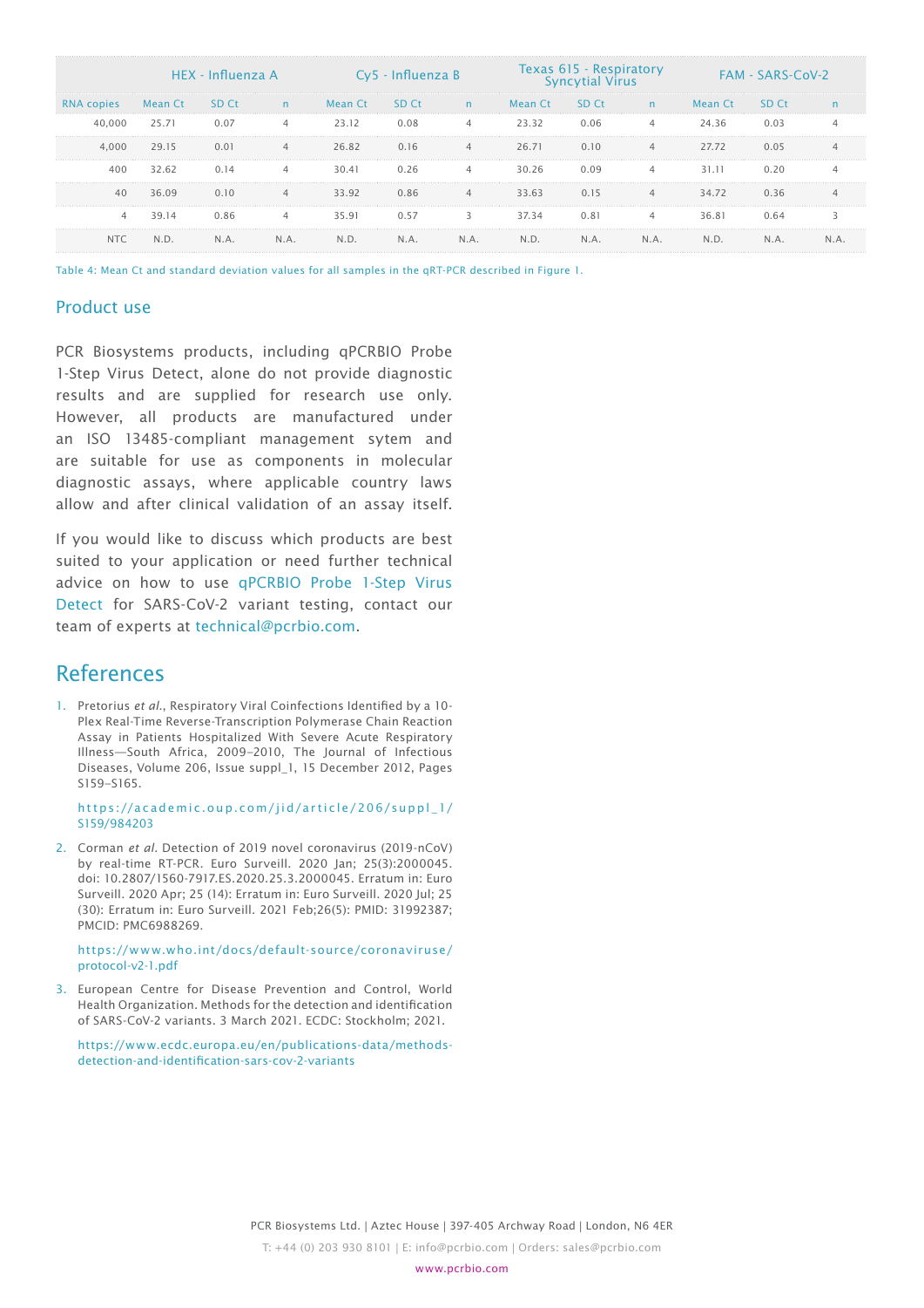| | HEX - Influenza A | | | Cy5 - Influenza B | | | Texas 615 - Respiratory Syncytial Virus | | | FAM - SARS-CoV-2 | | |
|---|---|---|---|---|---|---|---|---|---|---|---|---|
| RNA copies | Mean Ct | SD Ct | n | Mean Ct | SD Ct | n | Mean Ct | SD Ct | n | Mean Ct | SD Ct | n |
| 40,000 | 25.71 | 0.07 | 4 | 23.12 | 0.08 | 4 | 23.32 | 0.06 | 4 | 24.36 | 0.03 | 4 |
| 4,000 | 29.15 | 0.01 | 4 | 26.82 | 0.16 | 4 | 26.71 | 0.10 | 4 | 27.72 | 0.05 | 4 |
| 400 | 32.62 | 0.14 | 4 | 30.41 | 0.26 | 4 | 30.26 | 0.09 | 4 | 31.11 | 0.20 | 4 |
| 40 | 36.09 | 0.10 | 4 | 33.92 | 0.86 | 4 | 33.63 | 0.15 | 4 | 34.72 | 0.36 | 4 |
| 4 | 39.14 | 0.86 | 4 | 35.91 | 0.57 | 3 | 37.34 | 0.81 | 4 | 36.81 | 0.64 | 3 |
| NTC | N.D. | N.A. | N.A. | N.D. | N.A. | N.A. | N.D. | N.A. | N.A. | N.D. | N.A. | N.A. |

Table 4: Mean Ct and standard deviation values for all samples in the qRT-PCR described in Figure 1.

## Product use

PCR Biosystems products, including qPCRBIO Probe 1-Step Virus Detect, alone do not provide diagnostic results and are supplied for research use only. However, all products are manufactured under an ISO 13485-compliant management sytem and are suitable for use as components in molecular diagnostic assays, where applicable country laws allow and after clinical validation of an assay itself.

If you would like to discuss which products are best suited to your application or need further technical advice on how to use qPCRBIO Probe 1-Step Virus Detect for SARS-CoV-2 variant testing, contact our team of experts at technical@pcrbio.com.

# References

1. Pretorius *et al*., Respiratory Viral Coinfections Identified by a 10-Plex Real-Time Reverse-Transcription Polymerase Chain Reaction Assay in Patients Hospitalized With Severe Acute Respiratory Illness—South Africa, 2009–2010, The Journal of Infectious Diseases, Volume 206, Issue suppl_1, 15 December 2012, Pages S159–S165.

   https://academic.oup.com/jid/article/206/suppl_1/S159/984203

2. Corman *et al*. Detection of 2019 novel coronavirus (2019-nCoV) by real-time RT-PCR. Euro Surveill. 2020 Jan; 25(3):2000045. doi: 10.2807/1560-7917.ES.2020.25.3.2000045. Erratum in: Euro Surveill. 2020 Apr; 25 (14): Erratum in: Euro Surveill. 2020 Jul; 25 (30): Erratum in: Euro Surveill. 2021 Feb;26(5): PMID: 31992387; PMCID: PMC6988269.

   https://www.who.int/docs/default-source/coronaviruse/protocol-v2-1.pdf

3. European Centre for Disease Prevention and Control, World Health Organization. Methods for the detection and identification of SARS-CoV-2 variants. 3 March 2021. ECDC: Stockholm; 2021.

   https://www.ecdc.europa.eu/en/publications-data/methods-detection-and-identification-sars-cov-2-variants

PCR Biosystems Ltd. | Aztec House | 397-405 Archway Road | London, N6 4ER

T: +44 (0) 203 930 8101 | E: info@pcrbio.com | Orders: sales@pcrbio.com

www.pcrbio.com